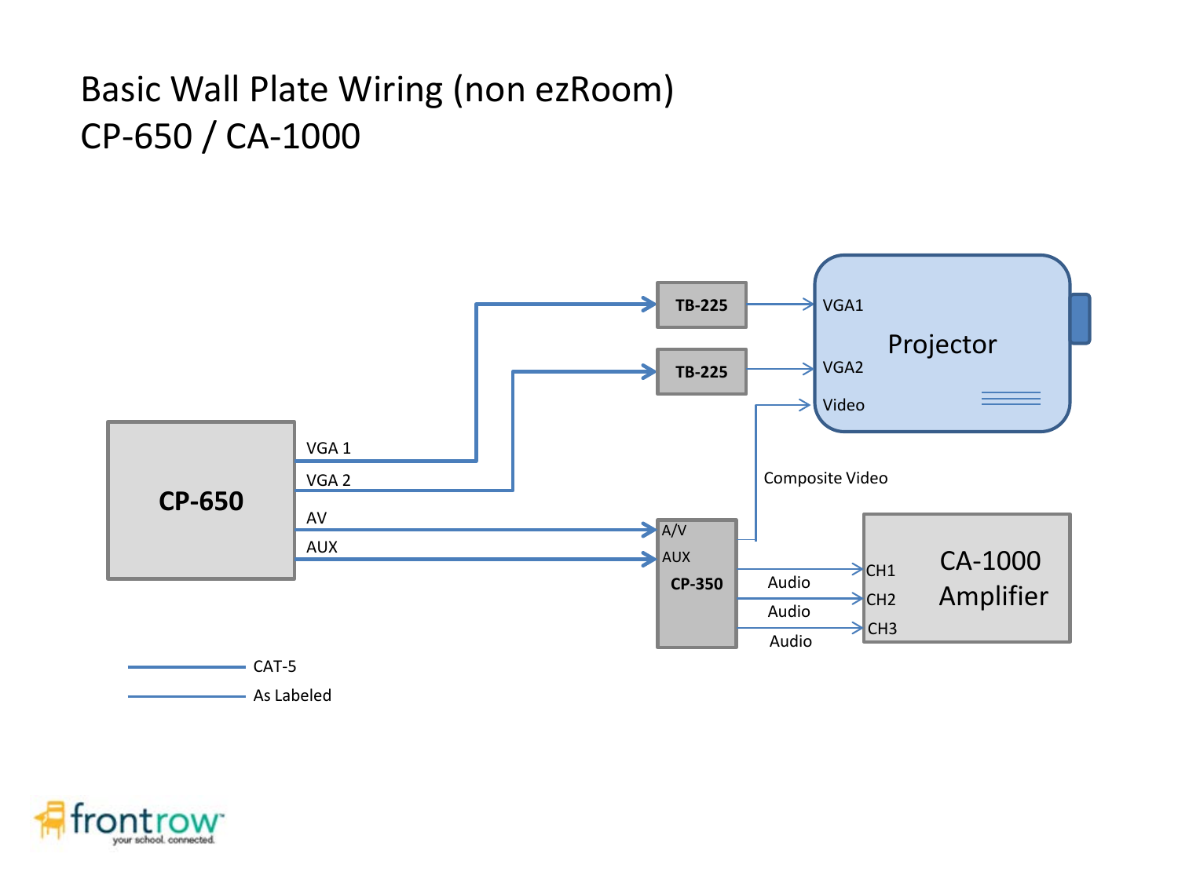# Basic Wall Plate Wiring (non ezRoom)
# CP-650 / CA-1000

CP-650

VGA 1

VGA 2

AV

AUX

TB-225

TB-225

Projector

VGA1

VGA2

Video

Composite Video

A/V

AUX

CP-350

Audio

Audio

Audio

CA-1000 Amplifier

CH1

CH2

CH3

CAT-5

As Labeled

frontrow
your school. connected.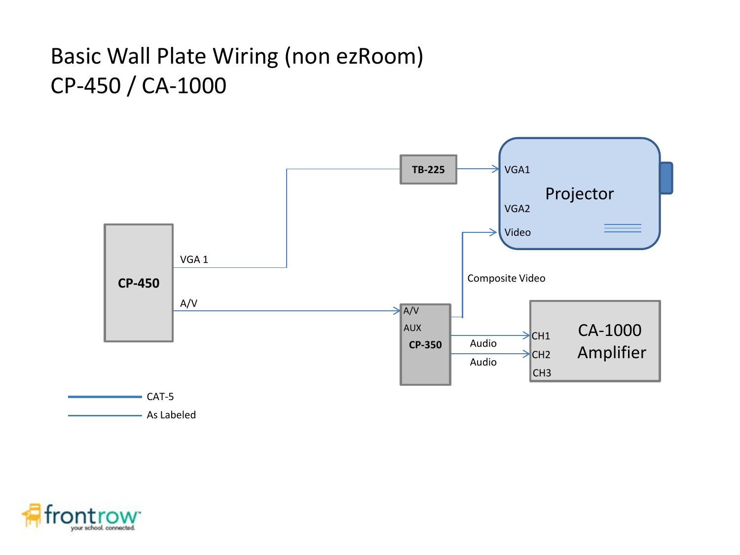# Basic Wall Plate Wiring (non ezRoom)
# CP-450 / CA-1000

CP-450

VGA 1

A/V

TB-225

VGA1

Projector

VGA2

Video

Composite Video

A/V

AUX

CP-350

Audio

Audio

CH1

CH2

CH3

CA-1000 Amplifier

CAT-5

As Labeled

frontrow your school. connected.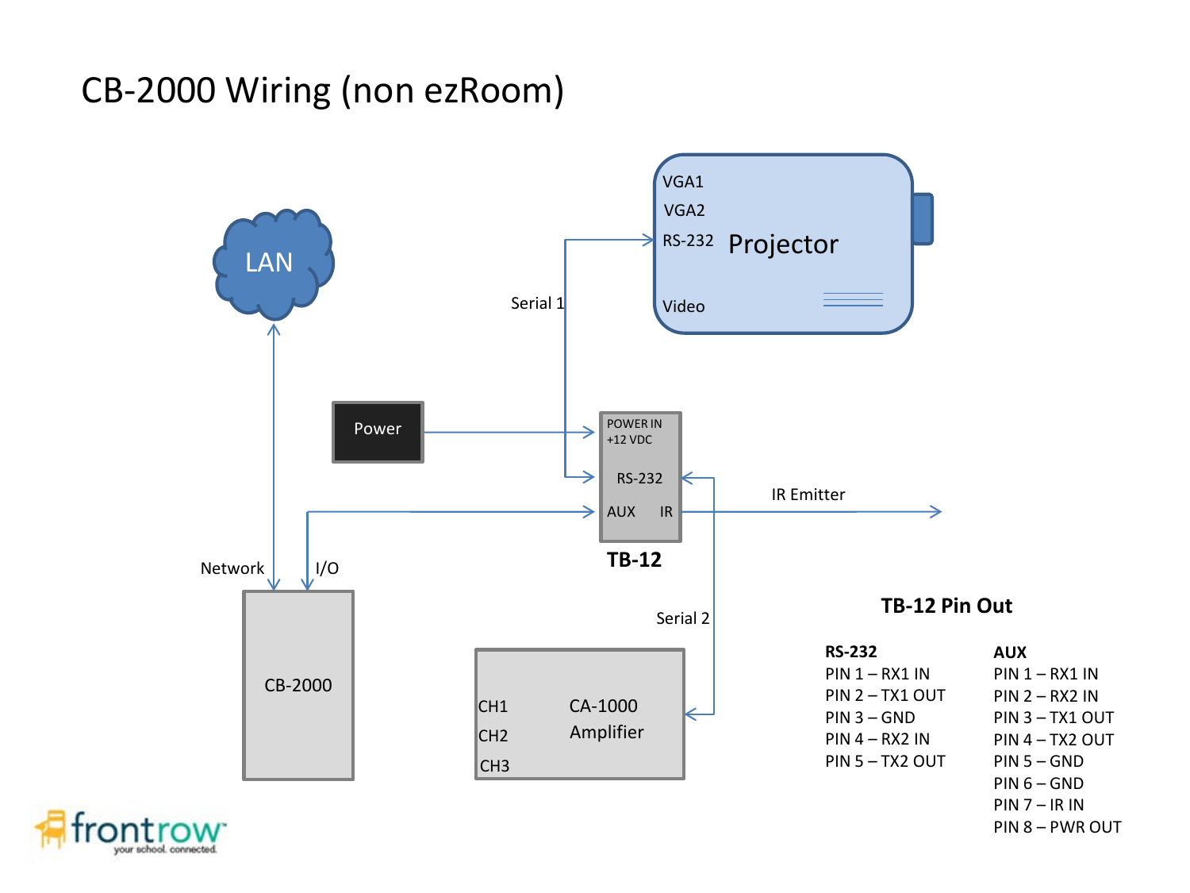# CB-2000 Wiring (non ezRoom)

LAN

Network

I/O

CB-2000

Power

POWER IN +12 VDC

RS-232

AUX

IR

TB-12

Serial 1

Serial 2

IR Emitter

VGA1

VGA2

RS-232

Projector

Video

CH1

CH2

CH3

CA-1000 Amplifier

## TB-12 Pin Out

**RS-232**

PIN 1 – RX1 IN
PIN 2 – TX1 OUT
PIN 3 – GND
PIN 4 – RX2 IN
PIN 5 – TX2 OUT

**AUX**

PIN 1 – RX1 IN
PIN 2 – RX2 IN
PIN 3 – TX1 OUT
PIN 4 – TX2 OUT
PIN 5 – GND
PIN 6 – GND
PIN 7 – IR IN
PIN 8 – PWR OUT

frontrow
your school. connected.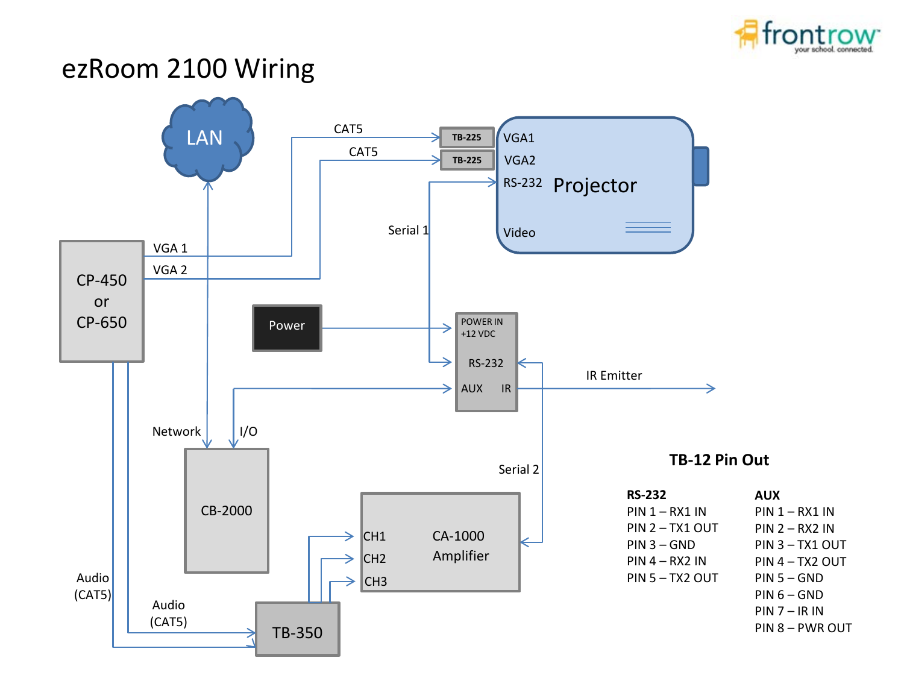# ezRoom 2100 Wiring

LAN

CAT5

CAT5

TB-225

TB-225

VGA1

VGA2

RS-232

Projector

Video

Serial 1

CP-450 or CP-650

VGA 1

VGA 2

Power

POWER IN +12 VDC

RS-232

AUX IR

IR Emitter

Network

I/O

CB-2000

Serial 2

CH1

CH2

CH3

CA-1000 Amplifier

Audio (CAT5)

Audio (CAT5)

TB-350

## TB-12 Pin Out

**RS-232**

PIN 1 – RX1 IN
PIN 2 – TX1 OUT
PIN 3 – GND
PIN 4 – RX2 IN
PIN 5 – TX2 OUT

**AUX**

PIN 1 – RX1 IN
PIN 2 – RX2 IN
PIN 3 – TX1 OUT
PIN 4 – TX2 OUT
PIN 5 – GND
PIN 6 – GND
PIN 7 – IR IN
PIN 8 – PWR OUT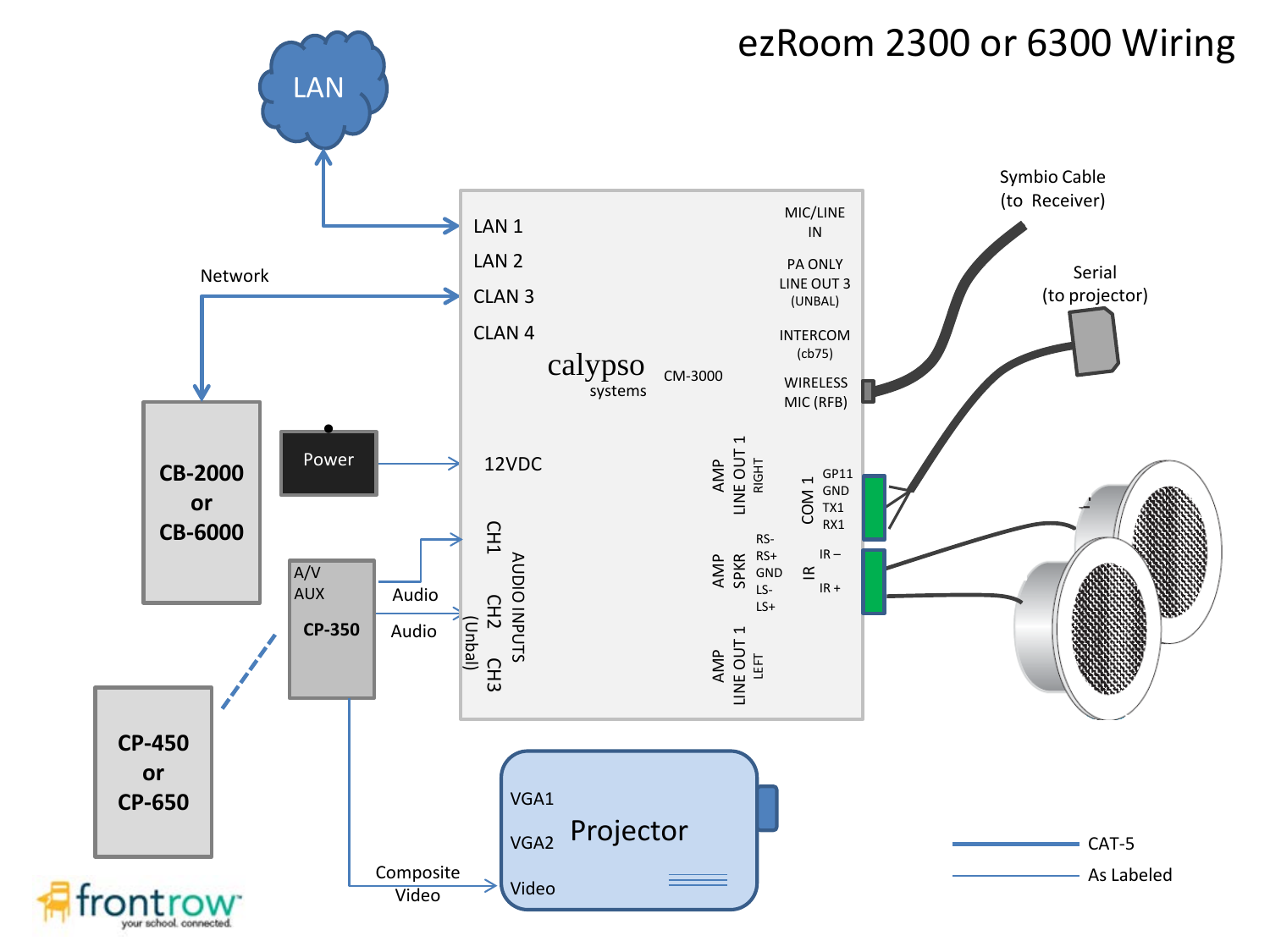# ezRoom 2300 or 6300 Wiring

LAN

Network

LAN 1

LAN 2

CLAN 3

CLAN 4

calypso
systems

CM-3000

MIC/LINE
IN

PA ONLY
LINE OUT 3
(UNBAL)

INTERCOM
(cb75)

WIRELESS
MIC (RFB)

Symbio Cable
(to Receiver)

Serial
(to projector)

CB-2000
or
CB-6000

Power

12VDC

AMP
LINE OUT 1
RIGHT

COM 1
GP11
GND
TX1
RX1

AMP
SPKR
RS-
RS+
GND
LS-
LS+

IR
IR –
IR +

AMP
LINE OUT 1
LEFT

A/V
AUX
CP-350

Audio

Audio

CH1
CH2
CH3
AUDIO INPUTS
(Unbal)

CP-450
or
CP-650

Composite
Video

VGA1
VGA2
Video
Projector

CAT-5

As Labeled

frontrow
your school. connected.